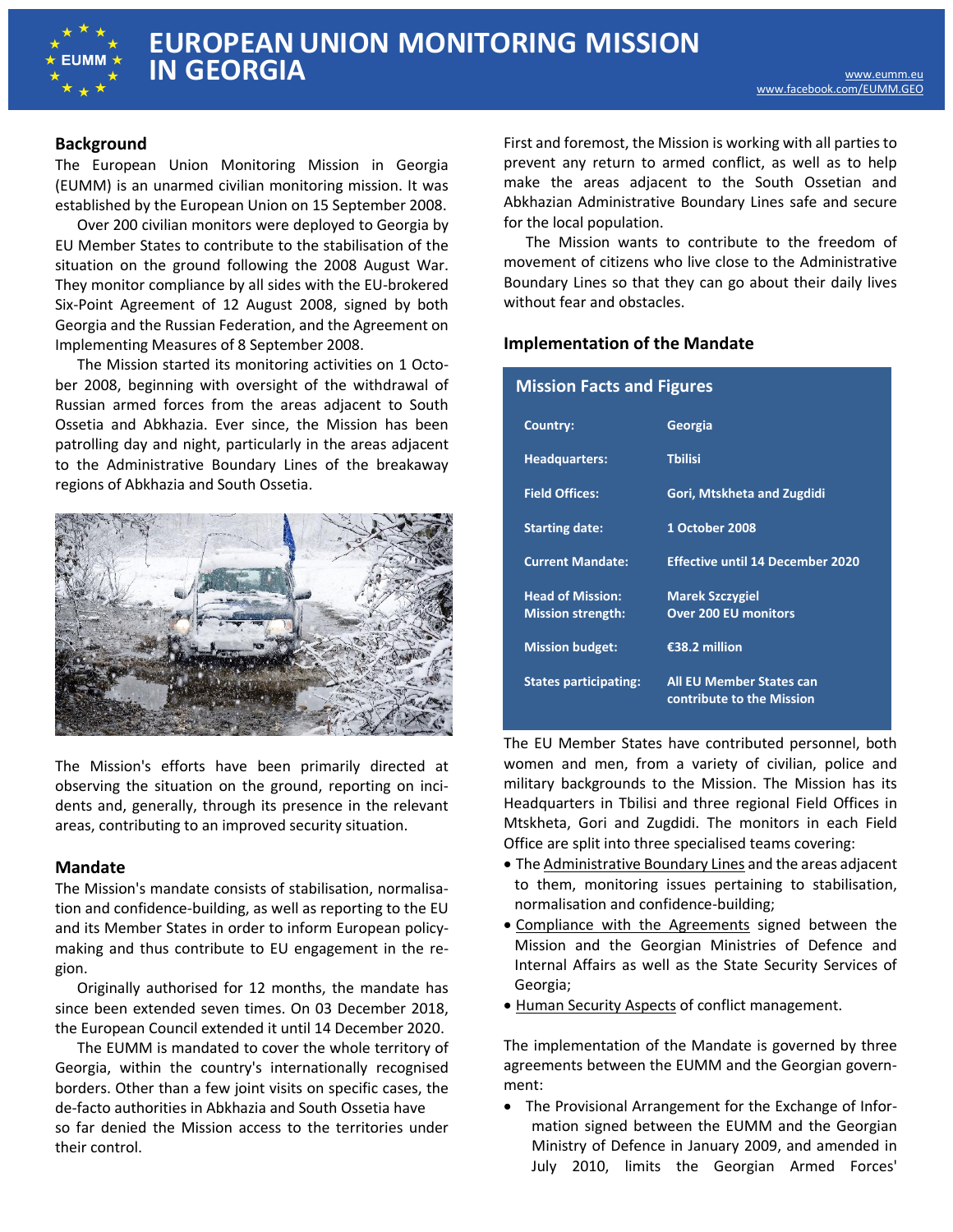# EUROPEAN UNION MONITORING MISSION IN GEORGIA

www.eumm.eu
www.facebook.com/EUMM.GEO

## Background

The European Union Monitoring Mission in Georgia (EUMM) is an unarmed civilian monitoring mission. It was established by the European Union on 15 September 2008.

Over 200 civilian monitors were deployed to Georgia by EU Member States to contribute to the stabilisation of the situation on the ground following the 2008 August War. They monitor compliance by all sides with the EU-brokered Six-Point Agreement of 12 August 2008, signed by both Georgia and the Russian Federation, and the Agreement on Implementing Measures of 8 September 2008.

The Mission started its monitoring activities on 1 October 2008, beginning with oversight of the withdrawal of Russian armed forces from the areas adjacent to South Ossetia and Abkhazia. Ever since, the Mission has been patrolling day and night, particularly in the areas adjacent to the Administrative Boundary Lines of the breakaway regions of Abkhazia and South Ossetia.

The Mission's efforts have been primarily directed at observing the situation on the ground, reporting on incidents and, generally, through its presence in the relevant areas, contributing to an improved security situation.

## Mandate

The Mission's mandate consists of stabilisation, normalisation and confidence-building, as well as reporting to the EU and its Member States in order to inform European policy-making and thus contribute to EU engagement in the region.

Originally authorised for 12 months, the mandate has since been extended seven times. On 03 December 2018, the European Council extended it until 14 December 2020.

The EUMM is mandated to cover the whole territory of Georgia, within the country's internationally recognised borders. Other than a few joint visits on specific cases, the de-facto authorities in Abkhazia and South Ossetia have so far denied the Mission access to the territories under their control.

First and foremost, the Mission is working with all parties to prevent any return to armed conflict, as well as to help make the areas adjacent to the South Ossetian and Abkhazian Administrative Boundary Lines safe and secure for the local population.

The Mission wants to contribute to the freedom of movement of citizens who live close to the Administrative Boundary Lines so that they can go about their daily lives without fear and obstacles.

## Implementation of the Mandate

| Mission Facts and Figures | |
|---|---|
| Country: | Georgia |
| Headquarters: | Tbilisi |
| Field Offices: | Gori, Mtskheta and Zugdidi |
| Starting date: | 1 October 2008 |
| Current Mandate: | Effective until 14 December 2020 |
| Head of Mission: | Marek Szczygiel |
| Mission strength: | Over 200 EU monitors |
| Mission budget: | €38.2 million |
| States participating: | All EU Member States can contribute to the Mission |

The EU Member States have contributed personnel, both women and men, from a variety of civilian, police and military backgrounds to the Mission. The Mission has its Headquarters in Tbilisi and three regional Field Offices in Mtskheta, Gori and Zugdidi. The monitors in each Field Office are split into three specialised teams covering:

- The Administrative Boundary Lines and the areas adjacent to them, monitoring issues pertaining to stabilisation, normalisation and confidence-building;
- Compliance with the Agreements signed between the Mission and the Georgian Ministries of Defence and Internal Affairs as well as the State Security Services of Georgia;
- Human Security Aspects of conflict management.

The implementation of the Mandate is governed by three agreements between the EUMM and the Georgian government:

- The Provisional Arrangement for the Exchange of Information signed between the EUMM and the Georgian Ministry of Defence in January 2009, and amended in July 2010, limits the Georgian Armed Forces'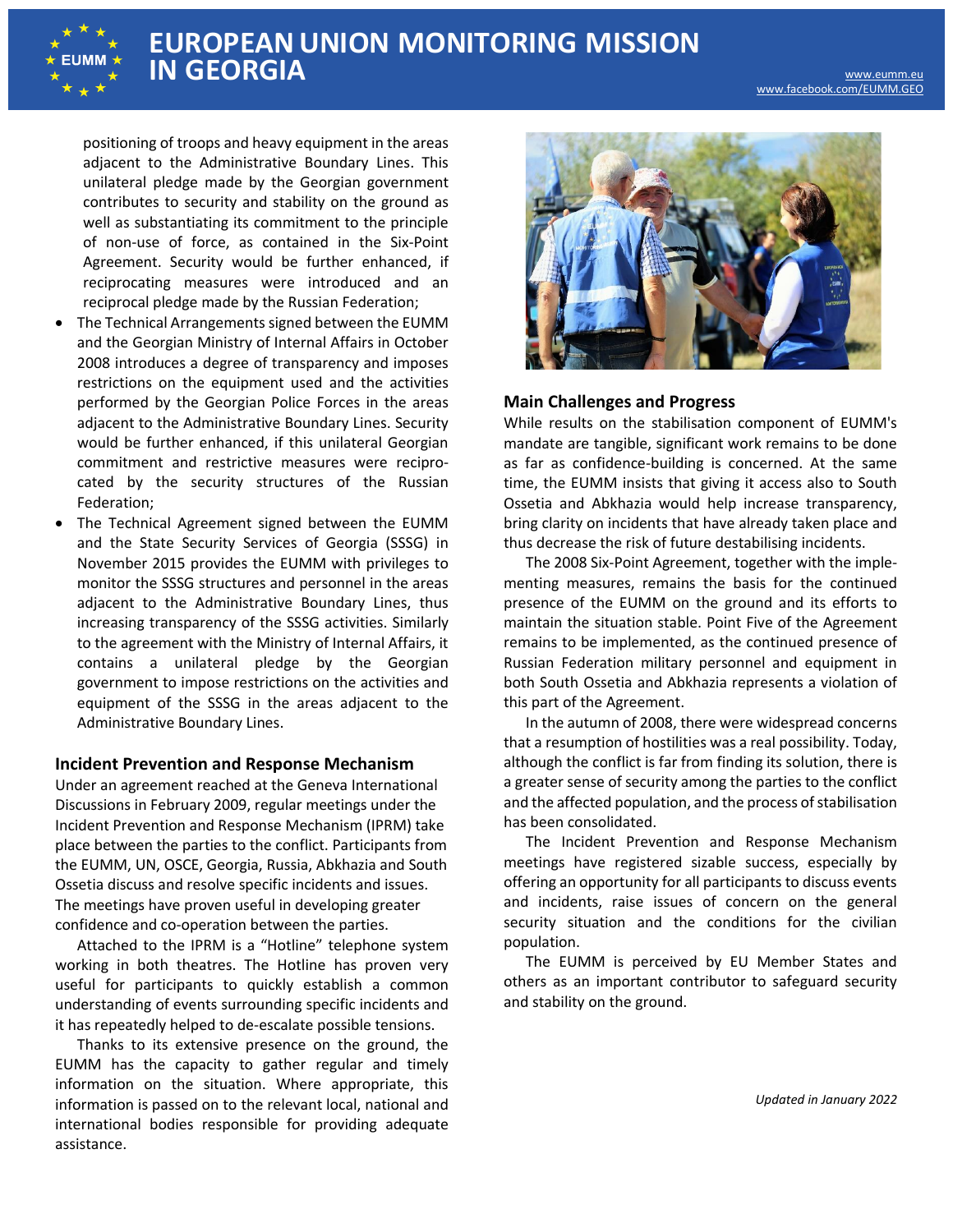positioning of troops and heavy equipment in the areas adjacent to the Administrative Boundary Lines. This unilateral pledge made by the Georgian government contributes to security and stability on the ground as well as substantiating its commitment to the principle of non-use of force, as contained in the Six-Point Agreement. Security would be further enhanced, if reciprocating measures were introduced and an reciprocal pledge made by the Russian Federation;

- The Technical Arrangements signed between the EUMM and the Georgian Ministry of Internal Affairs in October 2008 introduces a degree of transparency and imposes restrictions on the equipment used and the activities performed by the Georgian Police Forces in the areas adjacent to the Administrative Boundary Lines. Security would be further enhanced, if this unilateral Georgian commitment and restrictive measures were reciprocated by the security structures of the Russian Federation;
- The Technical Agreement signed between the EUMM and the State Security Services of Georgia (SSSG) in November 2015 provides the EUMM with privileges to monitor the SSSG structures and personnel in the areas adjacent to the Administrative Boundary Lines, thus increasing transparency of the SSSG activities. Similarly to the agreement with the Ministry of Internal Affairs, it contains a unilateral pledge by the Georgian government to impose restrictions on the activities and equipment of the SSSG in the areas adjacent to the Administrative Boundary Lines.

## Incident Prevention and Response Mechanism

Under an agreement reached at the Geneva International Discussions in February 2009, regular meetings under the Incident Prevention and Response Mechanism (IPRM) take place between the parties to the conflict. Participants from the EUMM, UN, OSCE, Georgia, Russia, Abkhazia and South Ossetia discuss and resolve specific incidents and issues. The meetings have proven useful in developing greater confidence and co-operation between the parties.

Attached to the IPRM is a "Hotline" telephone system working in both theatres. The Hotline has proven very useful for participants to quickly establish a common understanding of events surrounding specific incidents and it has repeatedly helped to de-escalate possible tensions.

Thanks to its extensive presence on the ground, the EUMM has the capacity to gather regular and timely information on the situation. Where appropriate, this information is passed on to the relevant local, national and international bodies responsible for providing adequate assistance.

## Main Challenges and Progress

While results on the stabilisation component of EUMM's mandate are tangible, significant work remains to be done as far as confidence-building is concerned. At the same time, the EUMM insists that giving it access also to South Ossetia and Abkhazia would help increase transparency, bring clarity on incidents that have already taken place and thus decrease the risk of future destabilising incidents.

The 2008 Six-Point Agreement, together with the implementing measures, remains the basis for the continued presence of the EUMM on the ground and its efforts to maintain the situation stable. Point Five of the Agreement remains to be implemented, as the continued presence of Russian Federation military personnel and equipment in both South Ossetia and Abkhazia represents a violation of this part of the Agreement.

In the autumn of 2008, there were widespread concerns that a resumption of hostilities was a real possibility. Today, although the conflict is far from finding its solution, there is a greater sense of security among the parties to the conflict and the affected population, and the process of stabilisation has been consolidated.

The Incident Prevention and Response Mechanism meetings have registered sizable success, especially by offering an opportunity for all participants to discuss events and incidents, raise issues of concern on the general security situation and the conditions for the civilian population.

The EUMM is perceived by EU Member States and others as an important contributor to safeguard security and stability on the ground.

*Updated in January 2022*